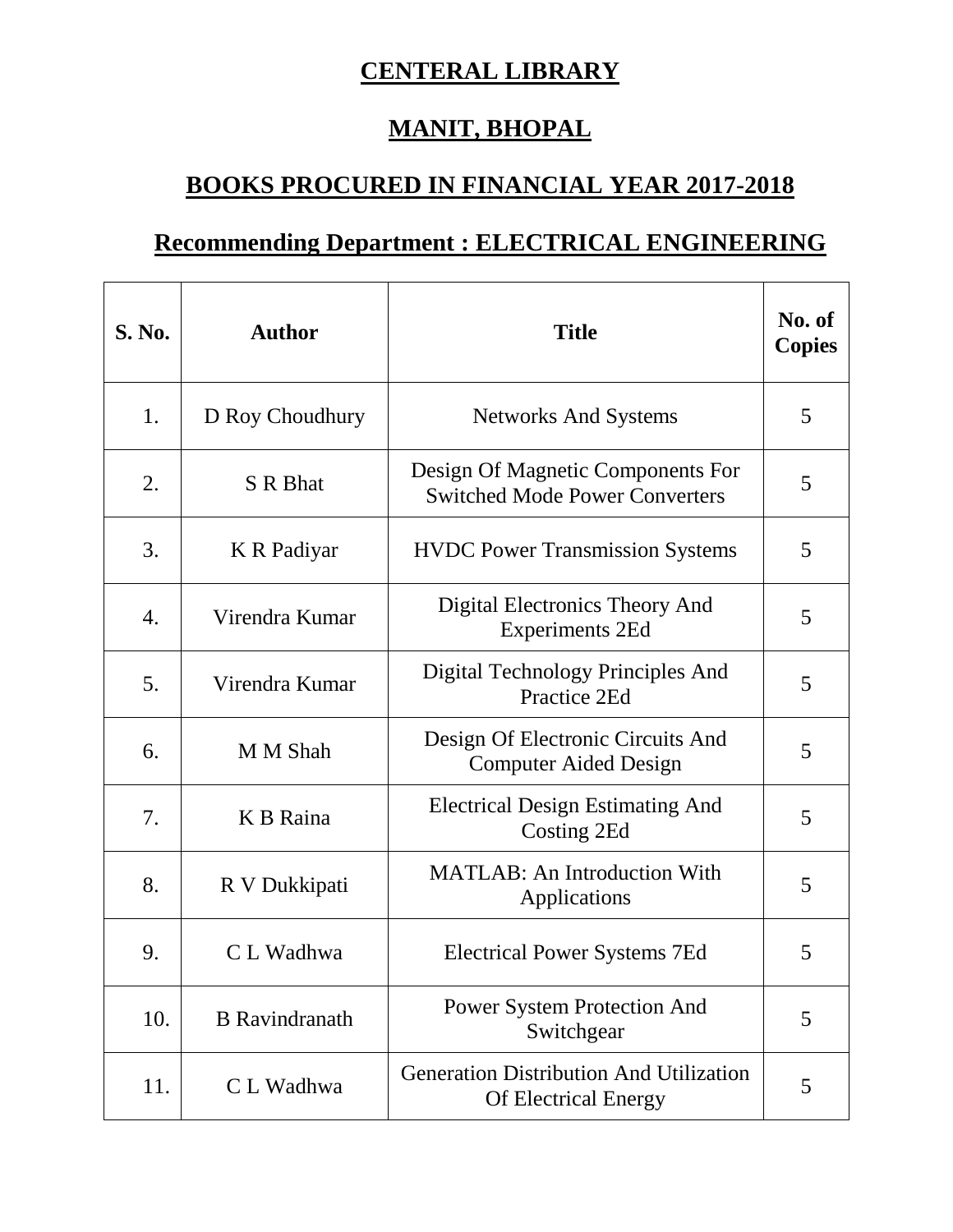# CENTERAL LIBRARY

# MANIT, BHOPAL

## BOOKS PROCURED IN FINANCIAL YEAR 2017-2018

## Recommending Department : ELECTRICAL ENGINEERING

| S. No. | Author | Title | No. of Copies |
|---|---|---|---|
| 1. | D Roy Choudhury | Networks And Systems | 5 |
| 2. | S R Bhat | Design Of Magnetic Components For Switched Mode Power Converters | 5 |
| 3. | K R Padiyar | HVDC Power Transmission Systems | 5 |
| 4. | Virendra Kumar | Digital Electronics Theory And Experiments 2Ed | 5 |
| 5. | Virendra Kumar | Digital Technology Principles And Practice 2Ed | 5 |
| 6. | M M Shah | Design Of Electronic Circuits And Computer Aided Design | 5 |
| 7. | K B Raina | Electrical Design Estimating And Costing 2Ed | 5 |
| 8. | R V Dukkipati | MATLAB: An Introduction With Applications | 5 |
| 9. | C L Wadhwa | Electrical Power Systems 7Ed | 5 |
| 10. | B Ravindranath | Power System Protection And Switchgear | 5 |
| 11. | C L Wadhwa | Generation Distribution And Utilization Of Electrical Energy | 5 |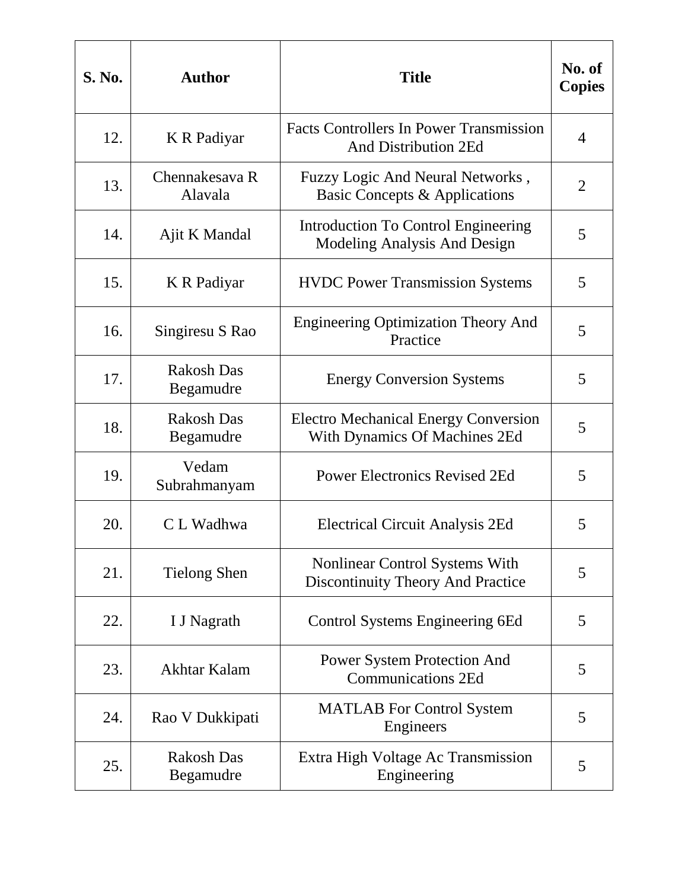| S. No. | Author | Title | No. of Copies |
|---|---|---|---|
| 12. | K R Padiyar | Facts Controllers In Power Transmission And Distribution 2Ed | 4 |
| 13. | Chennakesava R Alavala | Fuzzy Logic And Neural Networks , Basic Concepts & Applications | 2 |
| 14. | Ajit K Mandal | Introduction To Control Engineering Modeling Analysis And Design | 5 |
| 15. | K R Padiyar | HVDC Power Transmission Systems | 5 |
| 16. | Singiresu S Rao | Engineering Optimization Theory And Practice | 5 |
| 17. | Rakosh Das Begamudre | Energy Conversion Systems | 5 |
| 18. | Rakosh Das Begamudre | Electro Mechanical Energy Conversion With Dynamics Of Machines 2Ed | 5 |
| 19. | Vedam Subrahmanyam | Power Electronics Revised 2Ed | 5 |
| 20. | C L Wadhwa | Electrical Circuit Analysis 2Ed | 5 |
| 21. | Tielong Shen | Nonlinear Control Systems With Discontinuity Theory And Practice | 5 |
| 22. | I J Nagrath | Control Systems Engineering 6Ed | 5 |
| 23. | Akhtar Kalam | Power System Protection And Communications 2Ed | 5 |
| 24. | Rao V Dukkipati | MATLAB For Control System Engineers | 5 |
| 25. | Rakosh Das Begamudre | Extra High Voltage Ac Transmission Engineering | 5 |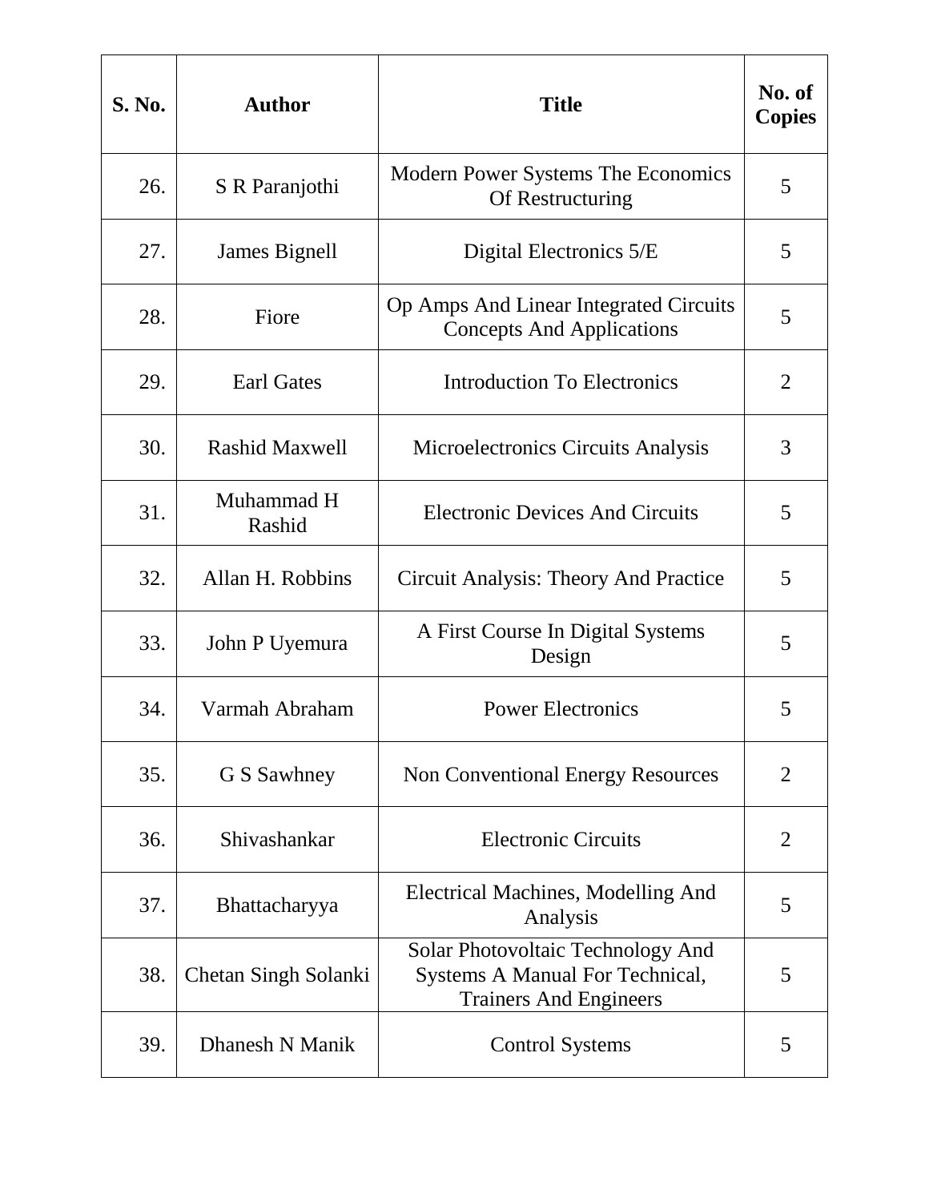| S. No. | Author | Title | No. of Copies |
|---|---|---|---|
| 26. | S R Paranjothi | Modern Power Systems The Economics Of Restructuring | 5 |
| 27. | James Bignell | Digital Electronics 5/E | 5 |
| 28. | Fiore | Op Amps And Linear Integrated Circuits Concepts And Applications | 5 |
| 29. | Earl Gates | Introduction To Electronics | 2 |
| 30. | Rashid Maxwell | Microelectronics Circuits Analysis | 3 |
| 31. | Muhammad H Rashid | Electronic Devices And Circuits | 5 |
| 32. | Allan H. Robbins | Circuit Analysis: Theory And Practice | 5 |
| 33. | John P Uyemura | A First Course In Digital Systems Design | 5 |
| 34. | Varmah Abraham | Power Electronics | 5 |
| 35. | G S Sawhney | Non Conventional Energy Resources | 2 |
| 36. | Shivashankar | Electronic Circuits | 2 |
| 37. | Bhattacharyya | Electrical Machines, Modelling And Analysis | 5 |
| 38. | Chetan Singh Solanki | Solar Photovoltaic Technology And Systems A Manual For Technical, Trainers And Engineers | 5 |
| 39. | Dhanesh N Manik | Control Systems | 5 |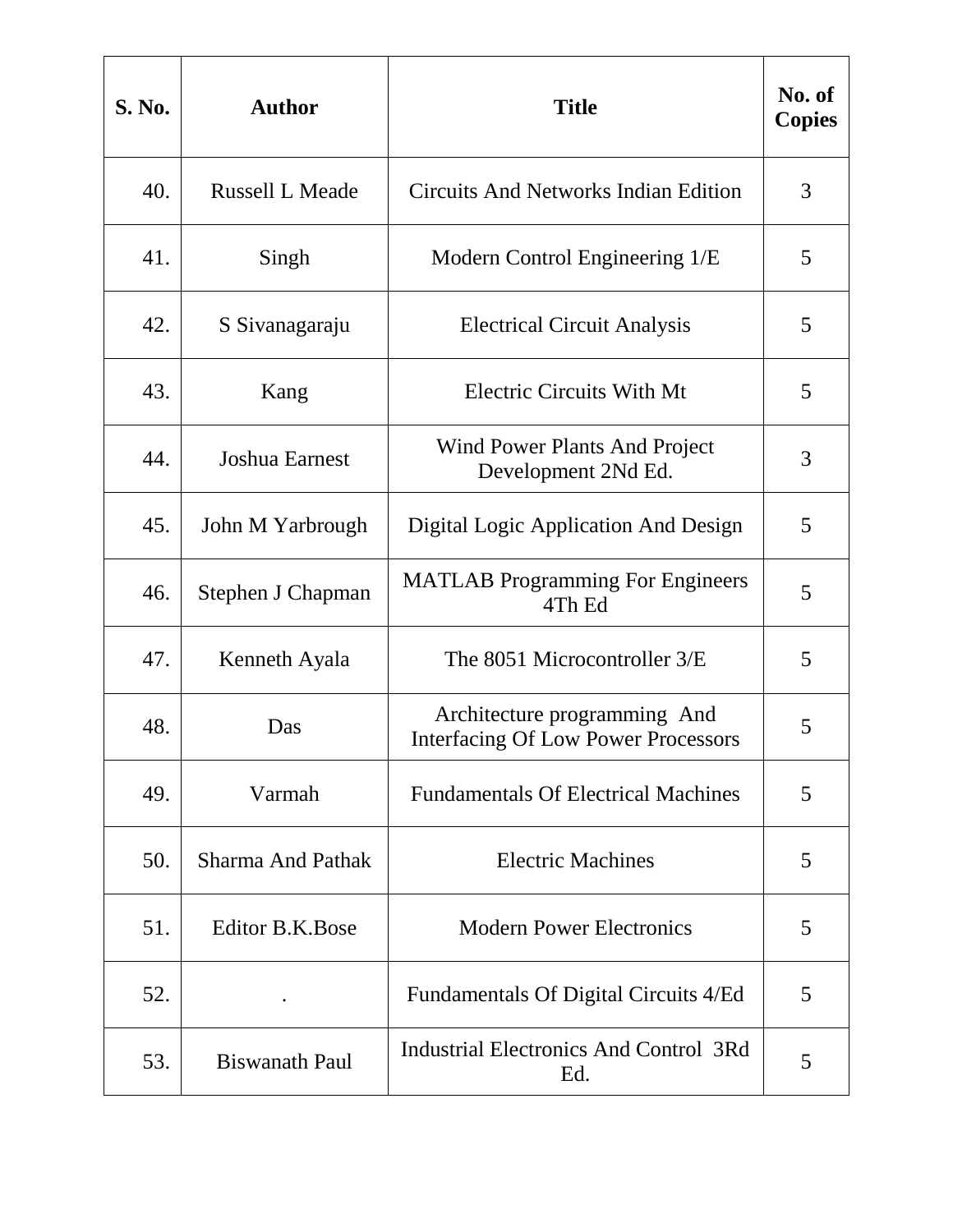| S. No. | Author | Title | No. of Copies |
|---|---|---|---|
| 40. | Russell L Meade | Circuits And Networks Indian Edition | 3 |
| 41. | Singh | Modern Control Engineering 1/E | 5 |
| 42. | S Sivanagaraju | Electrical Circuit Analysis | 5 |
| 43. | Kang | Electric Circuits With Mt | 5 |
| 44. | Joshua Earnest | Wind Power Plants And Project Development 2Nd Ed. | 3 |
| 45. | John M Yarbrough | Digital Logic Application And Design | 5 |
| 46. | Stephen J Chapman | MATLAB Programming For Engineers 4Th Ed | 5 |
| 47. | Kenneth Ayala | The 8051 Microcontroller 3/E | 5 |
| 48. | Das | Architecture programming And Interfacing Of Low Power Processors | 5 |
| 49. | Varmah | Fundamentals Of Electrical Machines | 5 |
| 50. | Sharma And Pathak | Electric Machines | 5 |
| 51. | Editor B.K.Bose | Modern Power Electronics | 5 |
| 52. | . | Fundamentals Of Digital Circuits 4/Ed | 5 |
| 53. | Biswanath Paul | Industrial Electronics And Control 3Rd Ed. | 5 |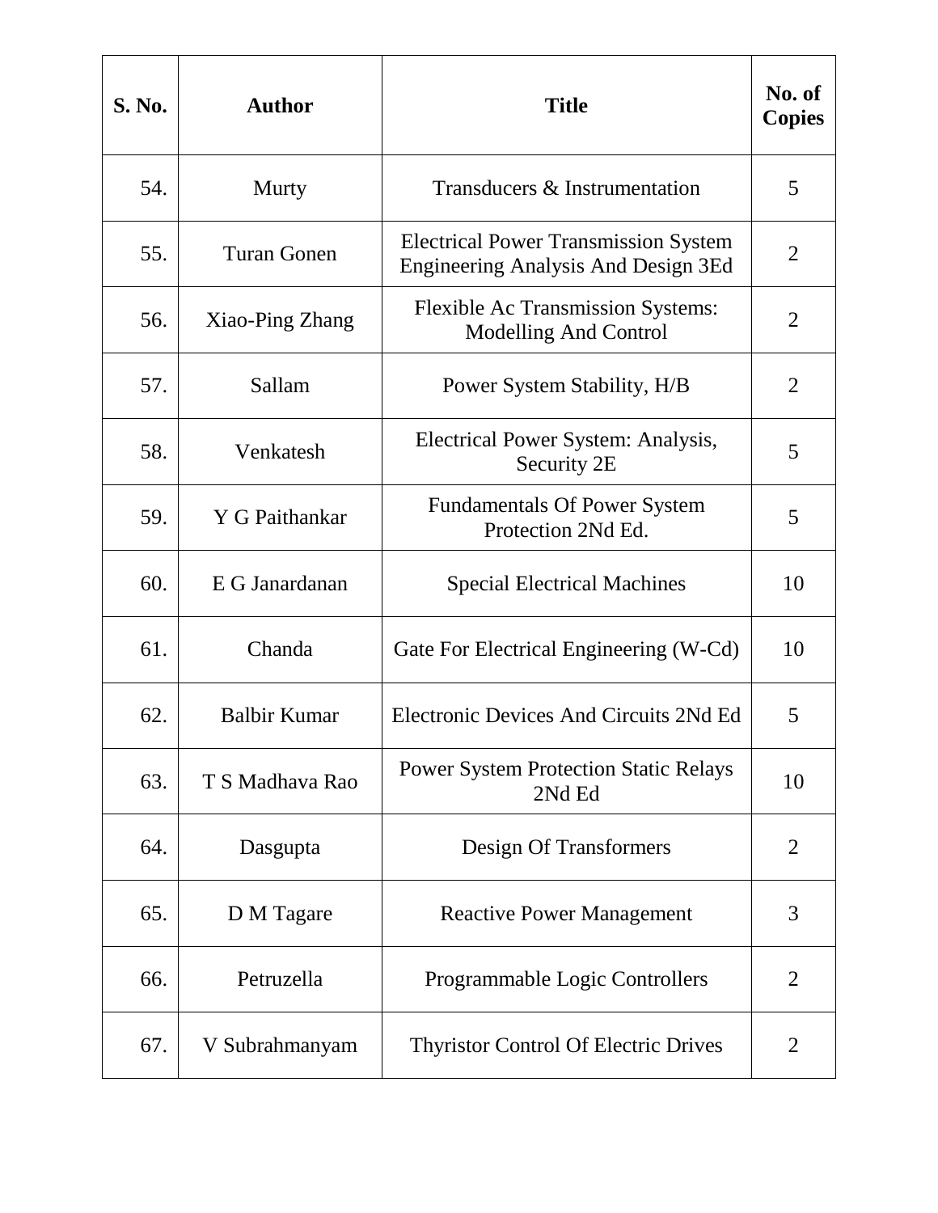| S. No. | Author | Title | No. of Copies |
|---|---|---|---|
| 54. | Murty | Transducers & Instrumentation | 5 |
| 55. | Turan Gonen | Electrical Power Transmission System Engineering Analysis And Design 3Ed | 2 |
| 56. | Xiao-Ping Zhang | Flexible Ac Transmission Systems: Modelling And Control | 2 |
| 57. | Sallam | Power System Stability, H/B | 2 |
| 58. | Venkatesh | Electrical Power System: Analysis, Security 2E | 5 |
| 59. | Y G Paithankar | Fundamentals Of Power System Protection 2Nd Ed. | 5 |
| 60. | E G Janardanan | Special Electrical Machines | 10 |
| 61. | Chanda | Gate For Electrical Engineering (W-Cd) | 10 |
| 62. | Balbir Kumar | Electronic Devices And Circuits 2Nd Ed | 5 |
| 63. | T S Madhava Rao | Power System Protection Static Relays 2Nd Ed | 10 |
| 64. | Dasgupta | Design Of Transformers | 2 |
| 65. | D M Tagare | Reactive Power Management | 3 |
| 66. | Petruzella | Programmable Logic Controllers | 2 |
| 67. | V Subrahmanyam | Thyristor Control Of Electric Drives | 2 |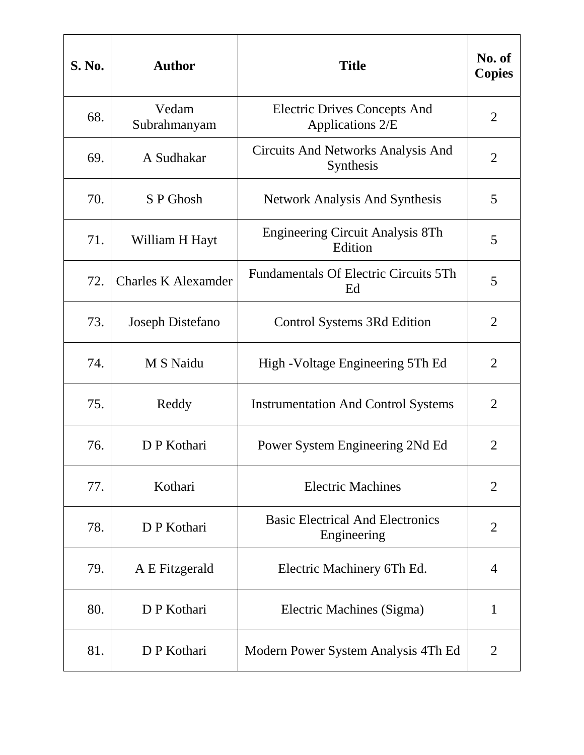| S. No. | Author | Title | No. of Copies |
|---|---|---|---|
| 68. | Vedam Subrahmanyam | Electric Drives Concepts And Applications 2/E | 2 |
| 69. | A Sudhakar | Circuits And Networks Analysis And Synthesis | 2 |
| 70. | S P Ghosh | Network Analysis And Synthesis | 5 |
| 71. | William H Hayt | Engineering Circuit Analysis 8Th Edition | 5 |
| 72. | Charles K Alexamder | Fundamentals Of Electric Circuits 5Th Ed | 5 |
| 73. | Joseph Distefano | Control Systems 3Rd Edition | 2 |
| 74. | M S Naidu | High -Voltage Engineering 5Th Ed | 2 |
| 75. | Reddy | Instrumentation And Control Systems | 2 |
| 76. | D P Kothari | Power System Engineering 2Nd Ed | 2 |
| 77. | Kothari | Electric Machines | 2 |
| 78. | D P Kothari | Basic Electrical And Electronics Engineering | 2 |
| 79. | A E Fitzgerald | Electric Machinery 6Th Ed. | 4 |
| 80. | D P Kothari | Electric Machines (Sigma) | 1 |
| 81. | D P Kothari | Modern Power System Analysis 4Th Ed | 2 |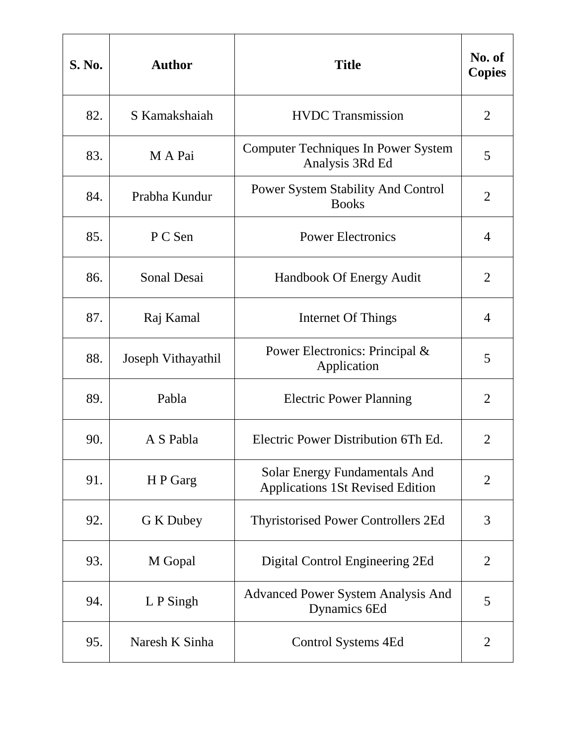| S. No. | Author | Title | No. of Copies |
|---|---|---|---|
| 82. | S Kamakshaiah | HVDC Transmission | 2 |
| 83. | M A Pai | Computer Techniques In Power System Analysis 3Rd Ed | 5 |
| 84. | Prabha Kundur | Power System Stability And Control Books | 2 |
| 85. | P C Sen | Power Electronics | 4 |
| 86. | Sonal Desai | Handbook Of Energy Audit | 2 |
| 87. | Raj Kamal | Internet Of Things | 4 |
| 88. | Joseph Vithayathil | Power Electronics: Principal & Application | 5 |
| 89. | Pabla | Electric Power Planning | 2 |
| 90. | A S Pabla | Electric Power Distribution 6Th Ed. | 2 |
| 91. | H P Garg | Solar Energy Fundamentals And Applications 1St Revised Edition | 2 |
| 92. | G K Dubey | Thyristorised Power Controllers 2Ed | 3 |
| 93. | M Gopal | Digital Control Engineering 2Ed | 2 |
| 94. | L P Singh | Advanced Power System Analysis And Dynamics 6Ed | 5 |
| 95. | Naresh K Sinha | Control Systems 4Ed | 2 |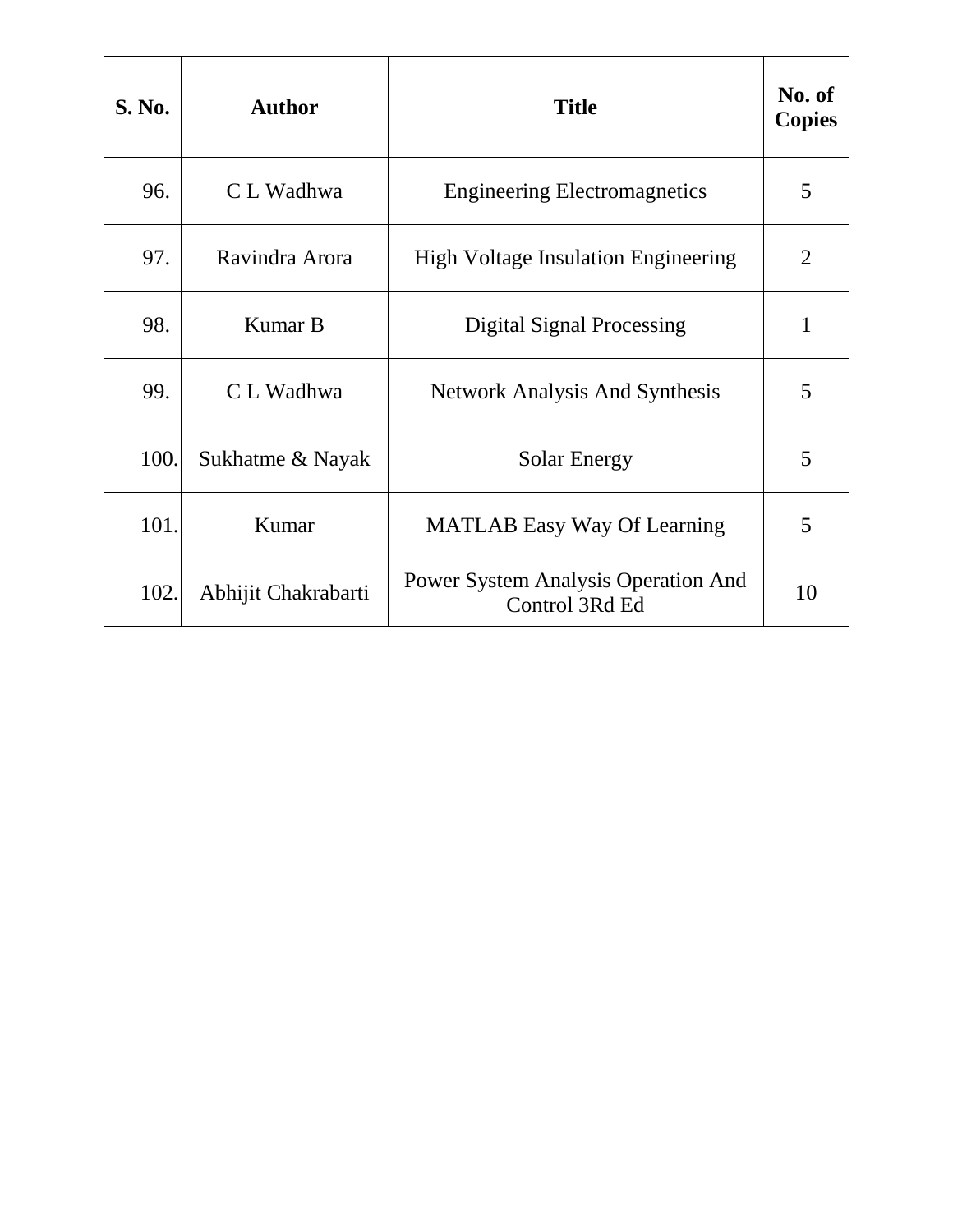| S. No. | Author | Title | No. of Copies |
|---|---|---|---|
| 96. | C L Wadhwa | Engineering Electromagnetics | 5 |
| 97. | Ravindra Arora | High Voltage Insulation Engineering | 2 |
| 98. | Kumar B | Digital Signal Processing | 1 |
| 99. | C L Wadhwa | Network Analysis And Synthesis | 5 |
| 100. | Sukhatme & Nayak | Solar Energy | 5 |
| 101. | Kumar | MATLAB Easy Way Of Learning | 5 |
| 102. | Abhijit Chakrabarti | Power System Analysis Operation And Control 3Rd Ed | 10 |